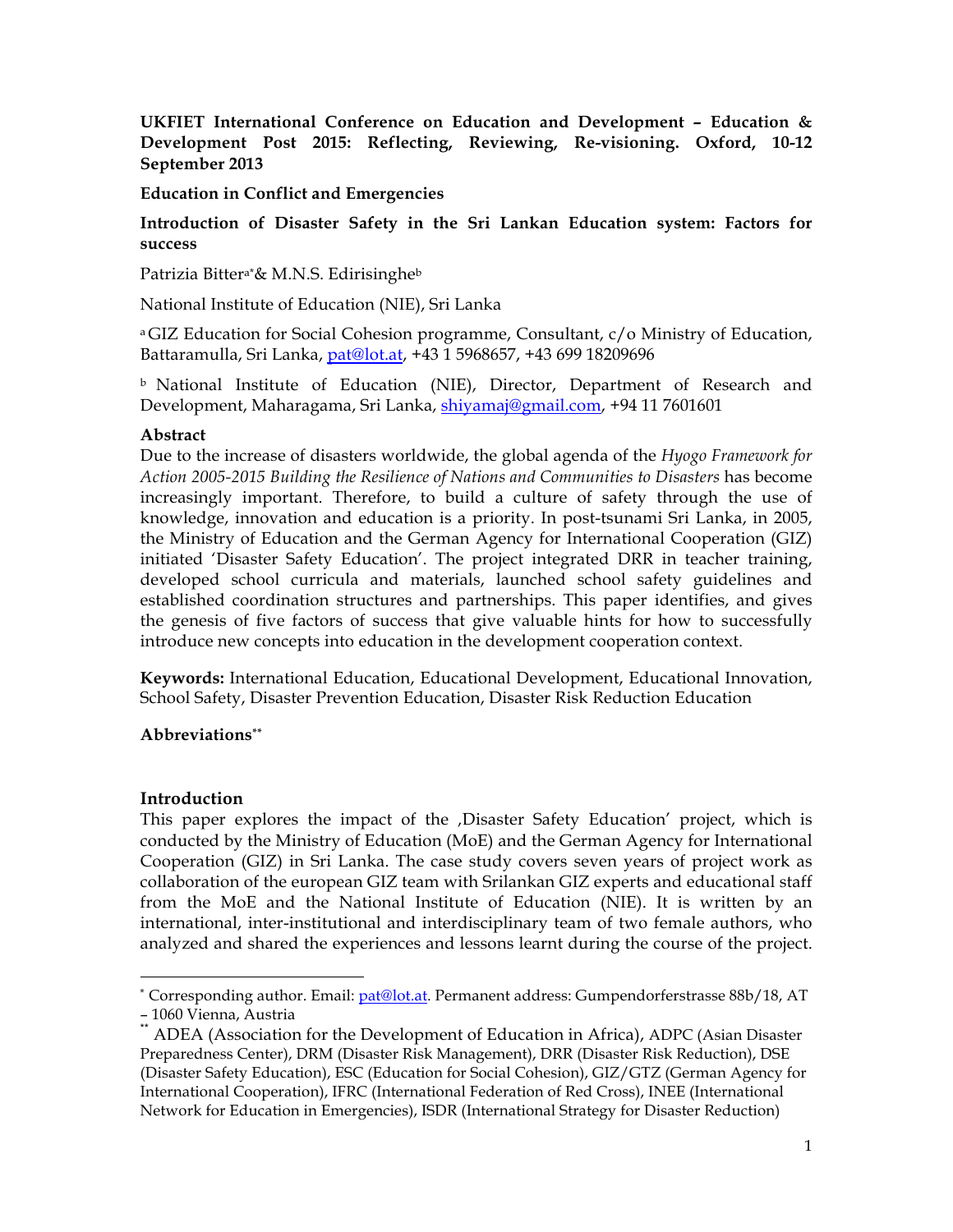**UKFIET International Conference on Education and Development – Education & Development Post 2015: Reflecting, Reviewing, Re-visioning. Oxford, 10-12 September 2013**

**Education in Conflict and Emergencies**

**Introduction of Disaster Safety in the Sri Lankan Education system: Factors for success**

Patrizia Bitter[a*]& M.N.S. Edirisinghe[b]

National Institute of Education (NIE), Sri Lanka

[a] GIZ Education for Social Cohesion programme, Consultant, c/o Ministry of Education, Battaramulla, Sri Lanka, pat@lot.at, +43 1 5968657, +43 699 18209696

[b] National Institute of Education (NIE), Director, Department of Research and Development, Maharagama, Sri Lanka, shiyamaj@gmail.com, +94 11 7601601

**Abstract**

Due to the increase of disasters worldwide, the global agenda of the *Hyogo Framework for Action 2005-2015 Building the Resilience of Nations and Communities to Disasters* has become increasingly important. Therefore, to build a culture of safety through the use of knowledge, innovation and education is a priority. In post-tsunami Sri Lanka, in 2005, the Ministry of Education and the German Agency for International Cooperation (GIZ) initiated 'Disaster Safety Education'. The project integrated DRR in teacher training, developed school curricula and materials, launched school safety guidelines and established coordination structures and partnerships. This paper identifies, and gives the genesis of five factors of success that give valuable hints for how to successfully introduce new concepts into education in the development cooperation context.

**Keywords:** International Education, Educational Development, Educational Innovation, School Safety, Disaster Prevention Education, Disaster Risk Reduction Education

**Abbreviations[**]**

## Introduction

This paper explores the impact of the ‚Disaster Safety Education' project, which is conducted by the Ministry of Education (MoE) and the German Agency for International Cooperation (GIZ) in Sri Lanka. The case study covers seven years of project work as collaboration of the european GIZ team with Srilankan GIZ experts and educational staff from the MoE and the National Institute of Education (NIE). It is written by an international, inter-institutional and interdisciplinary team of two female authors, who analyzed and shared the experiences and lessons learnt during the course of the project.

---

[*] Corresponding author. Email: pat@lot.at. Permanent address: Gumpendorferstrasse 88b/18, AT – 1060 Vienna, Austria

[**] ADEA (Association for the Development of Education in Africa), ADPC (Asian Disaster Preparedness Center), DRM (Disaster Risk Management), DRR (Disaster Risk Reduction), DSE (Disaster Safety Education), ESC (Education for Social Cohesion), GIZ/GTZ (German Agency for International Cooperation), IFRC (International Federation of Red Cross), INEE (International Network for Education in Emergencies), ISDR (International Strategy for Disaster Reduction)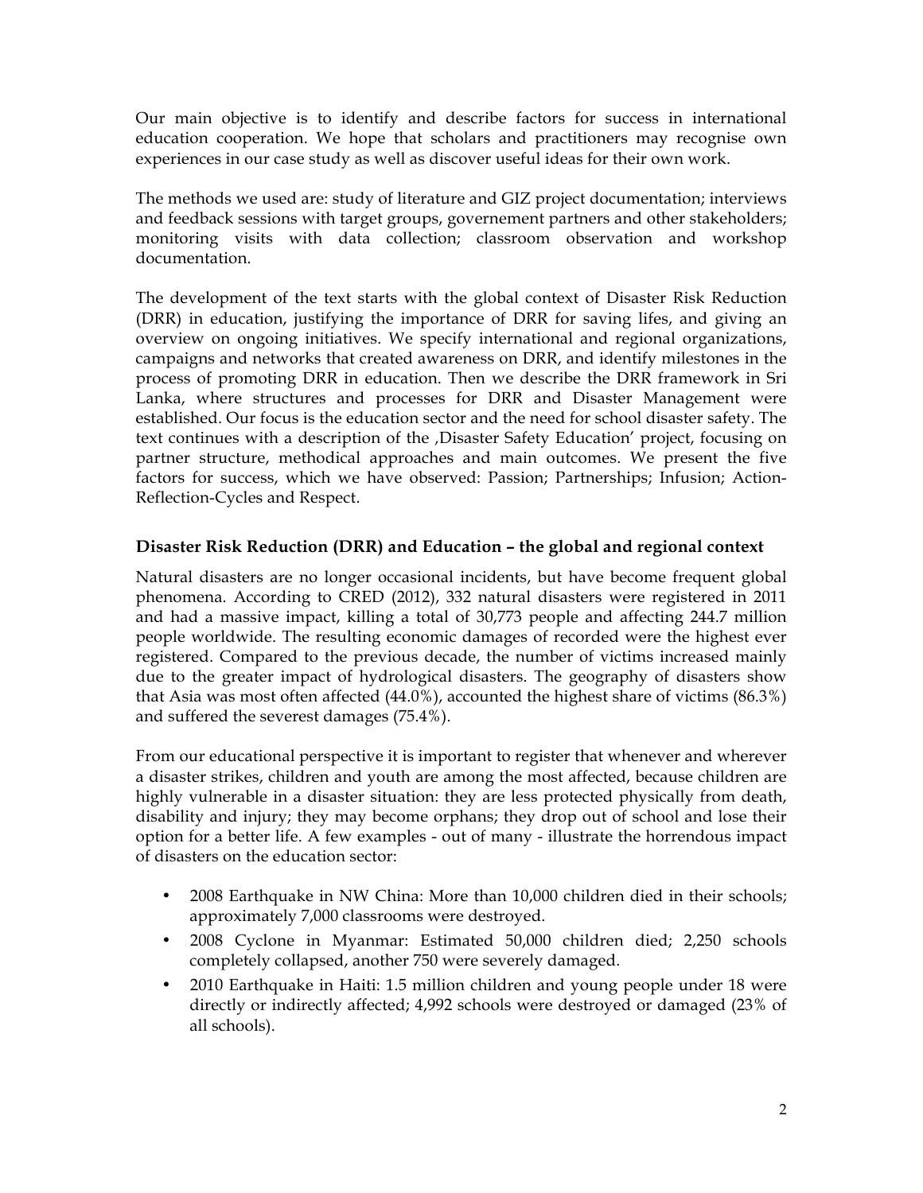Our main objective is to identify and describe factors for success in international education cooperation. We hope that scholars and practitioners may recognise own experiences in our case study as well as discover useful ideas for their own work.

The methods we used are: study of literature and GIZ project documentation; interviews and feedback sessions with target groups, governement partners and other stakeholders; monitoring visits with data collection; classroom observation and workshop documentation.

The development of the text starts with the global context of Disaster Risk Reduction (DRR) in education, justifying the importance of DRR for saving lifes, and giving an overview on ongoing initiatives. We specify international and regional organizations, campaigns and networks that created awareness on DRR, and identify milestones in the process of promoting DRR in education. Then we describe the DRR framework in Sri Lanka, where structures and processes for DRR and Disaster Management were established. Our focus is the education sector and the need for school disaster safety. The text continues with a description of the ‚Disaster Safety Education' project, focusing on partner structure, methodical approaches and main outcomes. We present the five factors for success, which we have observed: Passion; Partnerships; Infusion; Action-Reflection-Cycles and Respect.

### Disaster Risk Reduction (DRR) and Education – the global and regional context

Natural disasters are no longer occasional incidents, but have become frequent global phenomena. According to CRED (2012), 332 natural disasters were registered in 2011 and had a massive impact, killing a total of 30,773 people and affecting 244.7 million people worldwide. The resulting economic damages of recorded were the highest ever registered. Compared to the previous decade, the number of victims increased mainly due to the greater impact of hydrological disasters. The geography of disasters show that Asia was most often affected (44.0%), accounted the highest share of victims (86.3%) and suffered the severest damages (75.4%).

From our educational perspective it is important to register that whenever and wherever a disaster strikes, children and youth are among the most affected, because children are highly vulnerable in a disaster situation: they are less protected physically from death, disability and injury; they may become orphans; they drop out of school and lose their option for a better life. A few examples - out of many - illustrate the horrendous impact of disasters on the education sector:

- 2008 Earthquake in NW China: More than 10,000 children died in their schools; approximately 7,000 classrooms were destroyed.
- 2008 Cyclone in Myanmar: Estimated 50,000 children died; 2,250 schools completely collapsed, another 750 were severely damaged.
- 2010 Earthquake in Haiti: 1.5 million children and young people under 18 were directly or indirectly affected; 4,992 schools were destroyed or damaged (23% of all schools).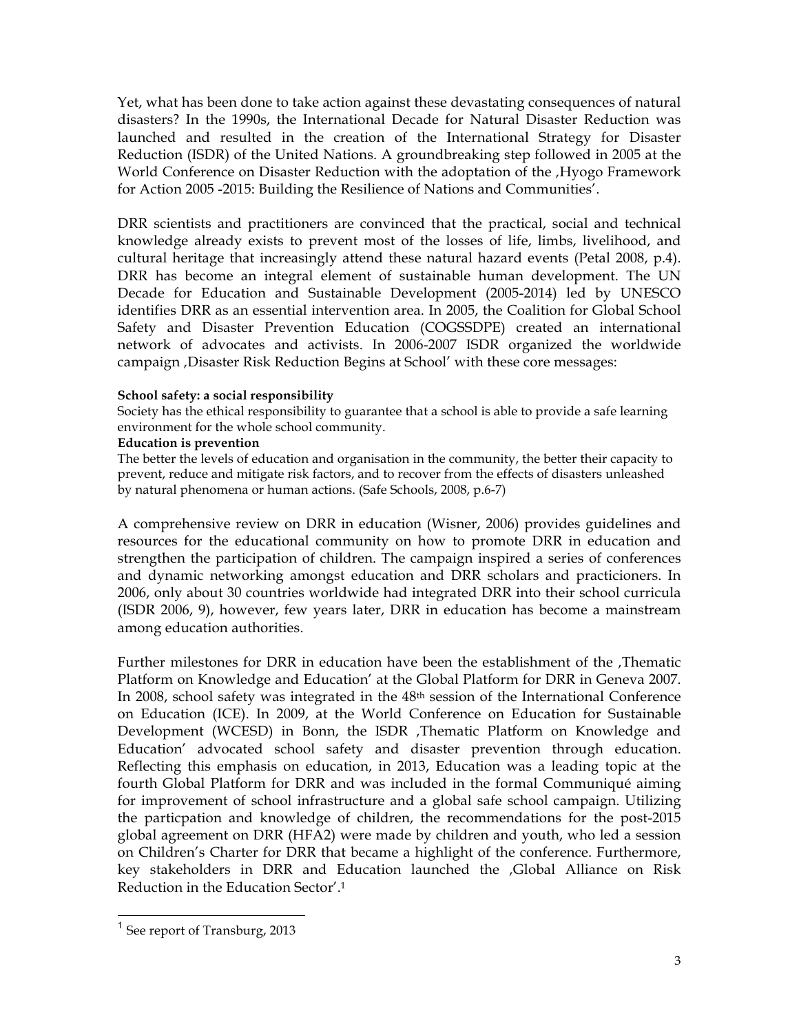Yet, what has been done to take action against these devastating consequences of natural disasters? In the 1990s, the International Decade for Natural Disaster Reduction was launched and resulted in the creation of the International Strategy for Disaster Reduction (ISDR) of the United Nations. A groundbreaking step followed in 2005 at the World Conference on Disaster Reduction with the adoptation of the ‚Hyogo Framework for Action 2005 -2015: Building the Resilience of Nations and Communities'.

DRR scientists and practitioners are convinced that the practical, social and technical knowledge already exists to prevent most of the losses of life, limbs, livelihood, and cultural heritage that increasingly attend these natural hazard events (Petal 2008, p.4). DRR has become an integral element of sustainable human development. The UN Decade for Education and Sustainable Development (2005-2014) led by UNESCO identifies DRR as an essential intervention area. In 2005, the Coalition for Global School Safety and Disaster Prevention Education (COGSSDPE) created an international network of advocates and activists. In 2006-2007 ISDR organized the worldwide campaign ‚Disaster Risk Reduction Begins at School' with these core messages:

**School safety: a social responsibility**
Society has the ethical responsibility to guarantee that a school is able to provide a safe learning environment for the whole school community.
**Education is prevention**
The better the levels of education and organisation in the community, the better their capacity to prevent, reduce and mitigate risk factors, and to recover from the effects of disasters unleashed by natural phenomena or human actions. (Safe Schools, 2008, p.6-7)

A comprehensive review on DRR in education (Wisner, 2006) provides guidelines and resources for the educational community on how to promote DRR in education and strengthen the participation of children. The campaign inspired a series of conferences and dynamic networking amongst education and DRR scholars and practicioners. In 2006, only about 30 countries worldwide had integrated DRR into their school curricula (ISDR 2006, 9), however, few years later, DRR in education has become a mainstream among education authorities.

Further milestones for DRR in education have been the establishment of the ‚Thematic Platform on Knowledge and Education' at the Global Platform for DRR in Geneva 2007. In 2008, school safety was integrated in the 48th session of the International Conference on Education (ICE). In 2009, at the World Conference on Education for Sustainable Development (WCESD) in Bonn, the ISDR ‚Thematic Platform on Knowledge and Education' advocated school safety and disaster prevention through education. Reflecting this emphasis on education, in 2013, Education was a leading topic at the fourth Global Platform for DRR and was included in the formal Communiqué aiming for improvement of school infrastructure and a global safe school campaign. Utilizing the particpation and knowledge of children, the recommendations for the post-2015 global agreement on DRR (HFA2) were made by children and youth, who led a session on Children's Charter for DRR that became a highlight of the conference. Furthermore, key stakeholders in DRR and Education launched the ‚Global Alliance on Risk Reduction in the Education Sector'.[1]

[1] See report of Transburg, 2013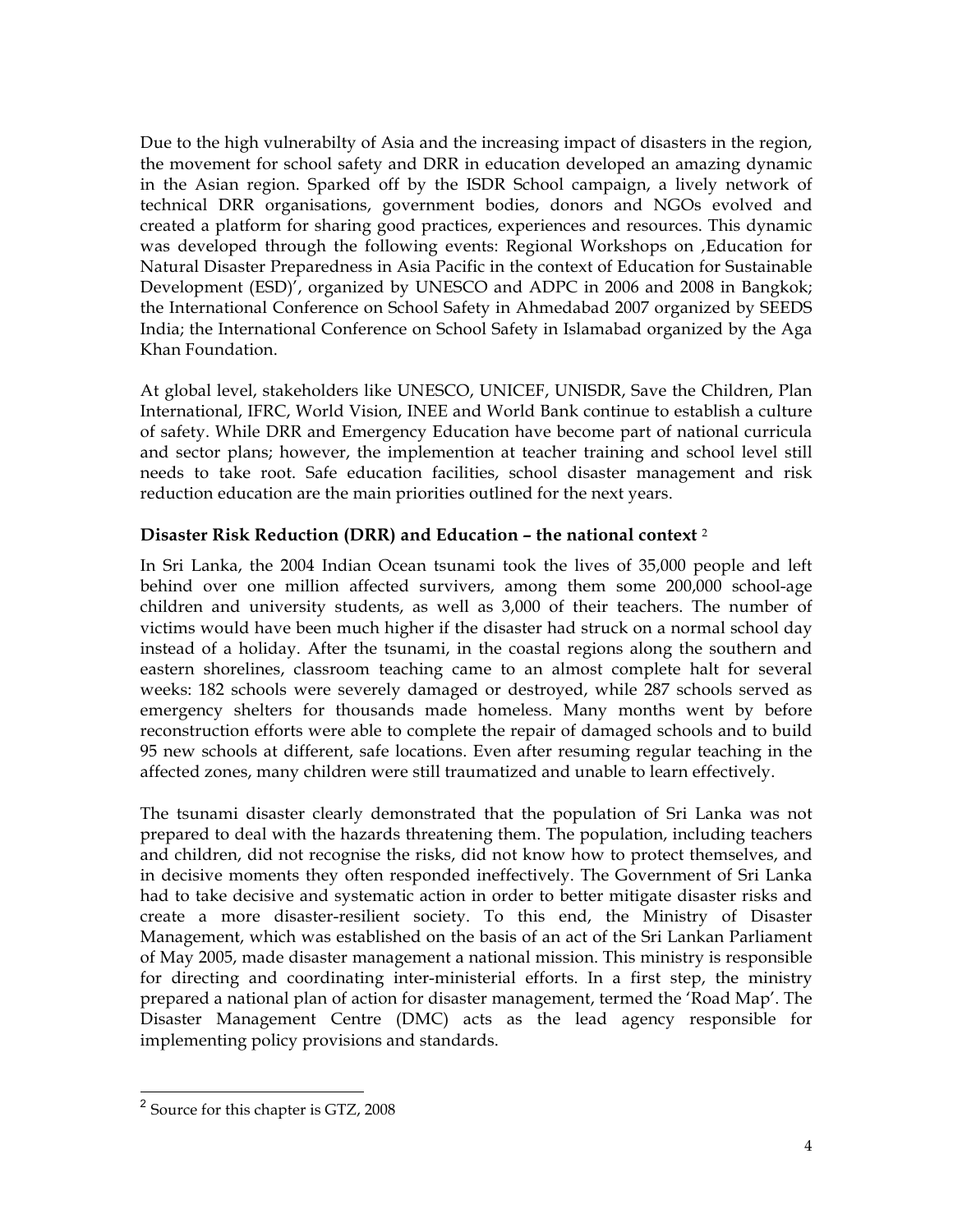Due to the high vulnerabilty of Asia and the increasing impact of disasters in the region, the movement for school safety and DRR in education developed an amazing dynamic in the Asian region. Sparked off by the ISDR School campaign, a lively network of technical DRR organisations, government bodies, donors and NGOs evolved and created a platform for sharing good practices, experiences and resources. This dynamic was developed through the following events: Regional Workshops on ‚Education for Natural Disaster Preparedness in Asia Pacific in the context of Education for Sustainable Development (ESD)', organized by UNESCO and ADPC in 2006 and 2008 in Bangkok; the International Conference on School Safety in Ahmedabad 2007 organized by SEEDS India; the International Conference on School Safety in Islamabad organized by the Aga Khan Foundation.

At global level, stakeholders like UNESCO, UNICEF, UNISDR, Save the Children, Plan International, IFRC, World Vision, INEE and World Bank continue to establish a culture of safety. While DRR and Emergency Education have become part of national curricula and sector plans; however, the implemention at teacher training and school level still needs to take root. Safe education facilities, school disaster management and risk reduction education are the main priorities outlined for the next years.

### Disaster Risk Reduction (DRR) and Education – the national context [2]

In Sri Lanka, the 2004 Indian Ocean tsunami took the lives of 35,000 people and left behind over one million affected survivers, among them some 200,000 school-age children and university students, as well as 3,000 of their teachers. The number of victims would have been much higher if the disaster had struck on a normal school day instead of a holiday. After the tsunami, in the coastal regions along the southern and eastern shorelines, classroom teaching came to an almost complete halt for several weeks: 182 schools were severely damaged or destroyed, while 287 schools served as emergency shelters for thousands made homeless. Many months went by before reconstruction efforts were able to complete the repair of damaged schools and to build 95 new schools at different, safe locations. Even after resuming regular teaching in the affected zones, many children were still traumatized and unable to learn effectively.

The tsunami disaster clearly demonstrated that the population of Sri Lanka was not prepared to deal with the hazards threatening them. The population, including teachers and children, did not recognise the risks, did not know how to protect themselves, and in decisive moments they often responded ineffectively. The Government of Sri Lanka had to take decisive and systematic action in order to better mitigate disaster risks and create a more disaster-resilient society. To this end, the Ministry of Disaster Management, which was established on the basis of an act of the Sri Lankan Parliament of May 2005, made disaster management a national mission. This ministry is responsible for directing and coordinating inter-ministerial efforts. In a first step, the ministry prepared a national plan of action for disaster management, termed the 'Road Map'. The Disaster Management Centre (DMC) acts as the lead agency responsible for implementing policy provisions and standards.

---

[2] Source for this chapter is GTZ, 2008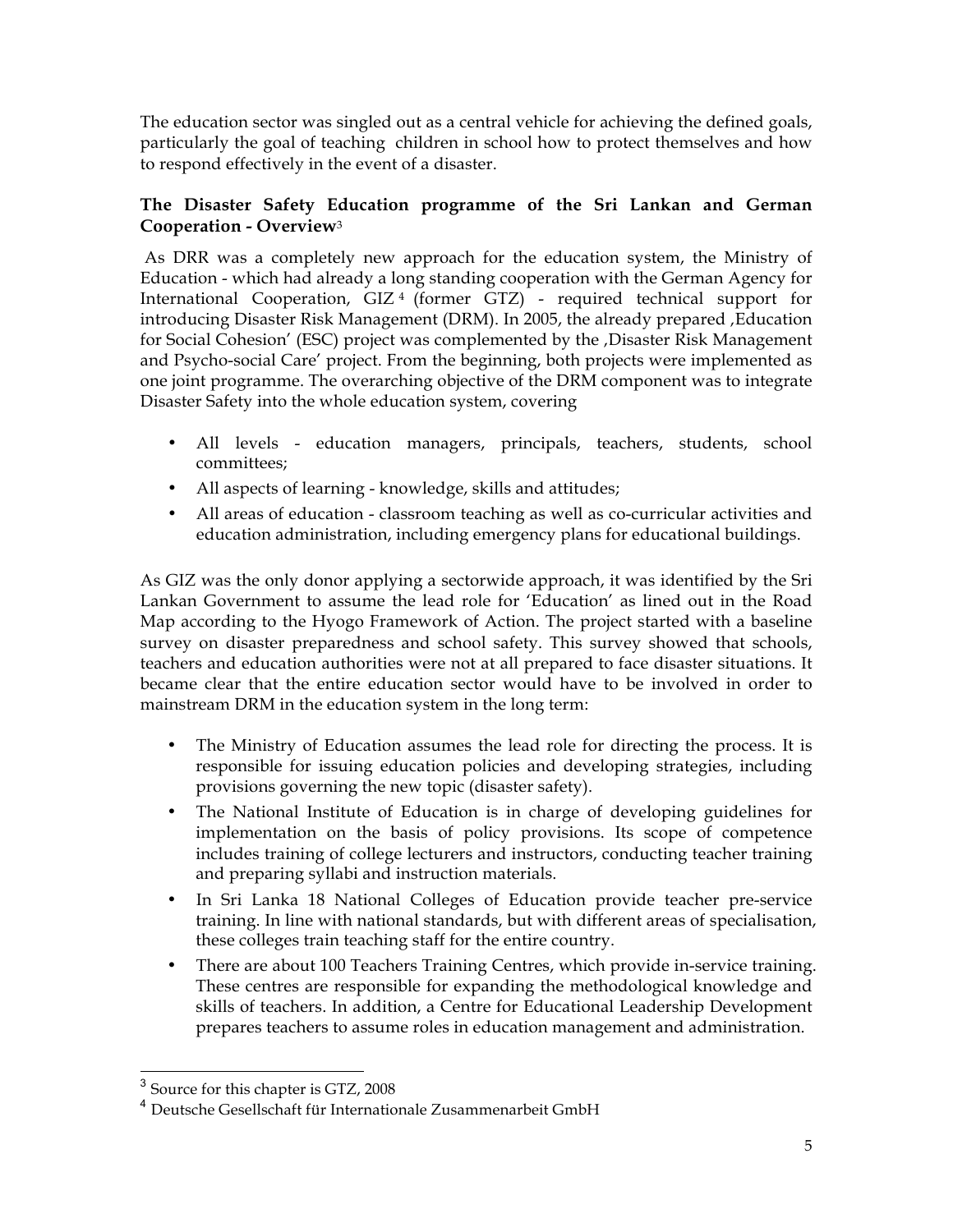The education sector was singled out as a central vehicle for achieving the defined goals, particularly the goal of teaching children in school how to protect themselves and how to respond effectively in the event of a disaster.

### The Disaster Safety Education programme of the Sri Lankan and German Cooperation - Overview[3]

As DRR was a completely new approach for the education system, the Ministry of Education - which had already a long standing cooperation with the German Agency for International Cooperation, GIZ[4] (former GTZ) - required technical support for introducing Disaster Risk Management (DRM). In 2005, the already prepared ‚Education for Social Cohesion' (ESC) project was complemented by the ‚Disaster Risk Management and Psycho-social Care' project. From the beginning, both projects were implemented as one joint programme. The overarching objective of the DRM component was to integrate Disaster Safety into the whole education system, covering

- All levels - education managers, principals, teachers, students, school committees;
- All aspects of learning - knowledge, skills and attitudes;
- All areas of education - classroom teaching as well as co-curricular activities and education administration, including emergency plans for educational buildings.

As GIZ was the only donor applying a sectorwide approach, it was identified by the Sri Lankan Government to assume the lead role for 'Education' as lined out in the Road Map according to the Hyogo Framework of Action. The project started with a baseline survey on disaster preparedness and school safety. This survey showed that schools, teachers and education authorities were not at all prepared to face disaster situations. It became clear that the entire education sector would have to be involved in order to mainstream DRM in the education system in the long term:

- The Ministry of Education assumes the lead role for directing the process. It is responsible for issuing education policies and developing strategies, including provisions governing the new topic (disaster safety).
- The National Institute of Education is in charge of developing guidelines for implementation on the basis of policy provisions. Its scope of competence includes training of college lecturers and instructors, conducting teacher training and preparing syllabi and instruction materials.
- In Sri Lanka 18 National Colleges of Education provide teacher pre-service training. In line with national standards, but with different areas of specialisation, these colleges train teaching staff for the entire country.
- There are about 100 Teachers Training Centres, which provide in-service training. These centres are responsible for expanding the methodological knowledge and skills of teachers. In addition, a Centre for Educational Leadership Development prepares teachers to assume roles in education management and administration.

---

[3] Source for this chapter is GTZ, 2008

[4] Deutsche Gesellschaft für Internationale Zusammenarbeit GmbH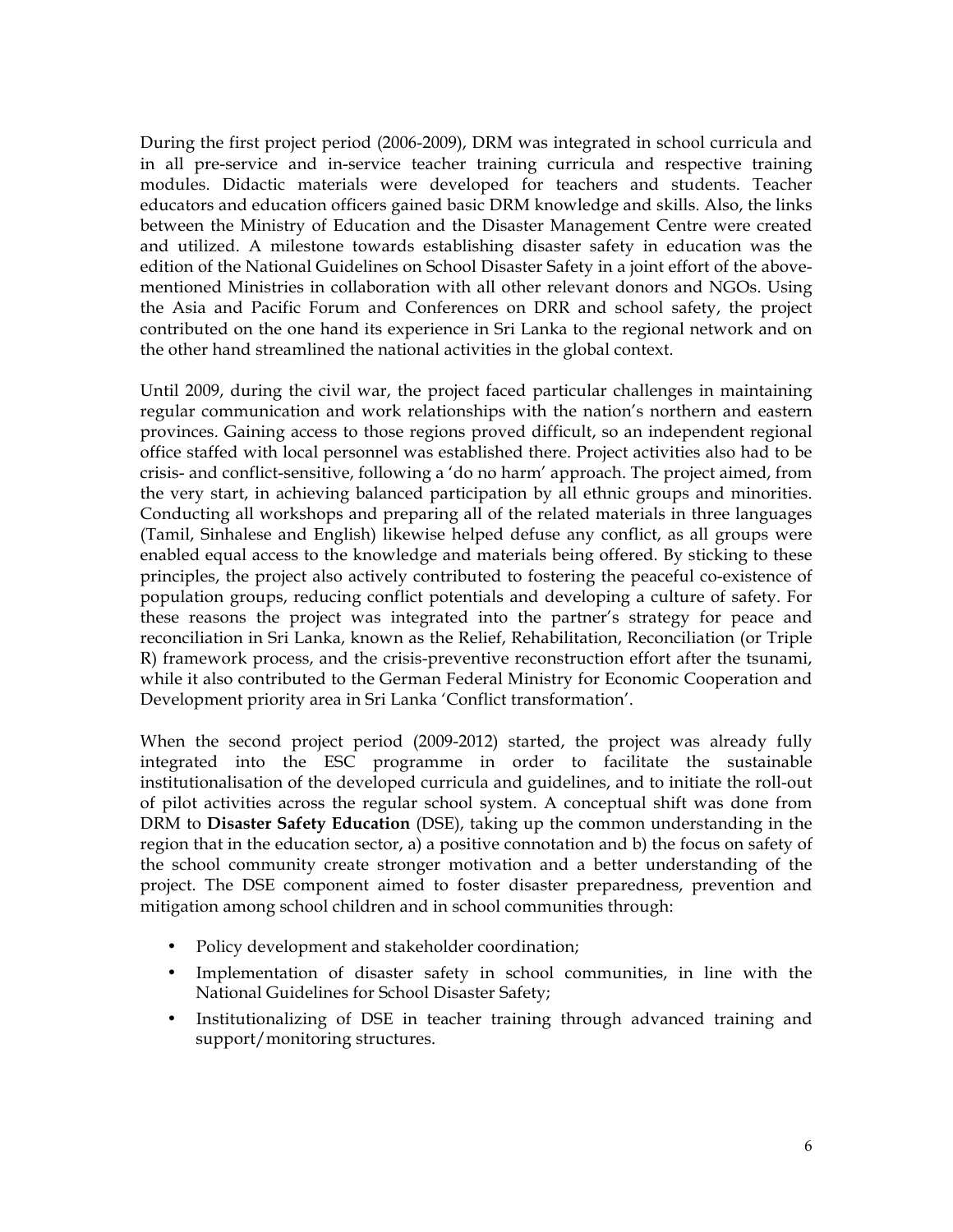During the first project period (2006-2009), DRM was integrated in school curricula and in all pre-service and in-service teacher training curricula and respective training modules. Didactic materials were developed for teachers and students. Teacher educators and education officers gained basic DRM knowledge and skills. Also, the links between the Ministry of Education and the Disaster Management Centre were created and utilized. A milestone towards establishing disaster safety in education was the edition of the National Guidelines on School Disaster Safety in a joint effort of the above-mentioned Ministries in collaboration with all other relevant donors and NGOs. Using the Asia and Pacific Forum and Conferences on DRR and school safety, the project contributed on the one hand its experience in Sri Lanka to the regional network and on the other hand streamlined the national activities in the global context.

Until 2009, during the civil war, the project faced particular challenges in maintaining regular communication and work relationships with the nation's northern and eastern provinces. Gaining access to those regions proved difficult, so an independent regional office staffed with local personnel was established there. Project activities also had to be crisis- and conflict-sensitive, following a 'do no harm' approach. The project aimed, from the very start, in achieving balanced participation by all ethnic groups and minorities. Conducting all workshops and preparing all of the related materials in three languages (Tamil, Sinhalese and English) likewise helped defuse any conflict, as all groups were enabled equal access to the knowledge and materials being offered. By sticking to these principles, the project also actively contributed to fostering the peaceful co-existence of population groups, reducing conflict potentials and developing a culture of safety. For these reasons the project was integrated into the partner's strategy for peace and reconciliation in Sri Lanka, known as the Relief, Rehabilitation, Reconciliation (or Triple R) framework process, and the crisis-preventive reconstruction effort after the tsunami, while it also contributed to the German Federal Ministry for Economic Cooperation and Development priority area in Sri Lanka 'Conflict transformation'.

When the second project period (2009-2012) started, the project was already fully integrated into the ESC programme in order to facilitate the sustainable institutionalisation of the developed curricula and guidelines, and to initiate the roll-out of pilot activities across the regular school system. A conceptual shift was done from DRM to **Disaster Safety Education** (DSE), taking up the common understanding in the region that in the education sector, a) a positive connotation and b) the focus on safety of the school community create stronger motivation and a better understanding of the project. The DSE component aimed to foster disaster preparedness, prevention and mitigation among school children and in school communities through:

- Policy development and stakeholder coordination;
- Implementation of disaster safety in school communities, in line with the National Guidelines for School Disaster Safety;
- Institutionalizing of DSE in teacher training through advanced training and support/monitoring structures.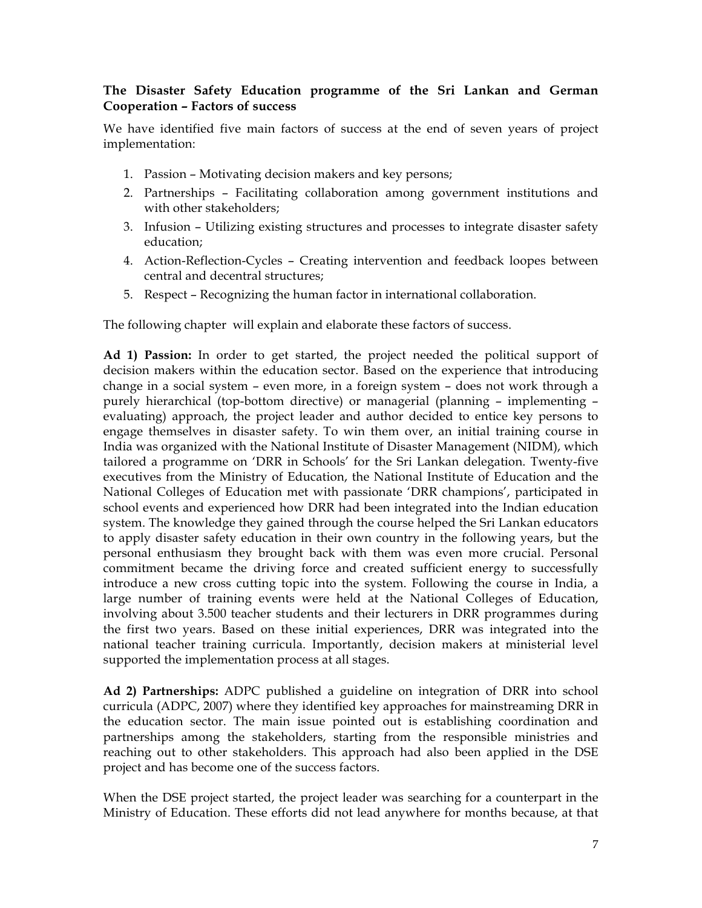**The Disaster Safety Education programme of the Sri Lankan and German Cooperation – Factors of success**

We have identified five main factors of success at the end of seven years of project implementation:

1. Passion – Motivating decision makers and key persons;
2. Partnerships – Facilitating collaboration among government institutions and with other stakeholders;
3. Infusion – Utilizing existing structures and processes to integrate disaster safety education;
4. Action-Reflection-Cycles – Creating intervention and feedback loopes between central and decentral structures;
5. Respect – Recognizing the human factor in international collaboration.

The following chapter will explain and elaborate these factors of success.

**Ad 1) Passion:** In order to get started, the project needed the political support of decision makers within the education sector. Based on the experience that introducing change in a social system – even more, in a foreign system – does not work through a purely hierarchical (top-bottom directive) or managerial (planning – implementing – evaluating) approach, the project leader and author decided to entice key persons to engage themselves in disaster safety. To win them over, an initial training course in India was organized with the National Institute of Disaster Management (NIDM), which tailored a programme on 'DRR in Schools' for the Sri Lankan delegation. Twenty-five executives from the Ministry of Education, the National Institute of Education and the National Colleges of Education met with passionate 'DRR champions', participated in school events and experienced how DRR had been integrated into the Indian education system. The knowledge they gained through the course helped the Sri Lankan educators to apply disaster safety education in their own country in the following years, but the personal enthusiasm they brought back with them was even more crucial. Personal commitment became the driving force and created sufficient energy to successfully introduce a new cross cutting topic into the system. Following the course in India, a large number of training events were held at the National Colleges of Education, involving about 3.500 teacher students and their lecturers in DRR programmes during the first two years. Based on these initial experiences, DRR was integrated into the national teacher training curricula. Importantly, decision makers at ministerial level supported the implementation process at all stages.

**Ad 2) Partnerships:** ADPC published a guideline on integration of DRR into school curricula (ADPC, 2007) where they identified key approaches for mainstreaming DRR in the education sector. The main issue pointed out is establishing coordination and partnerships among the stakeholders, starting from the responsible ministries and reaching out to other stakeholders. This approach had also been applied in the DSE project and has become one of the success factors.

When the DSE project started, the project leader was searching for a counterpart in the Ministry of Education. These efforts did not lead anywhere for months because, at that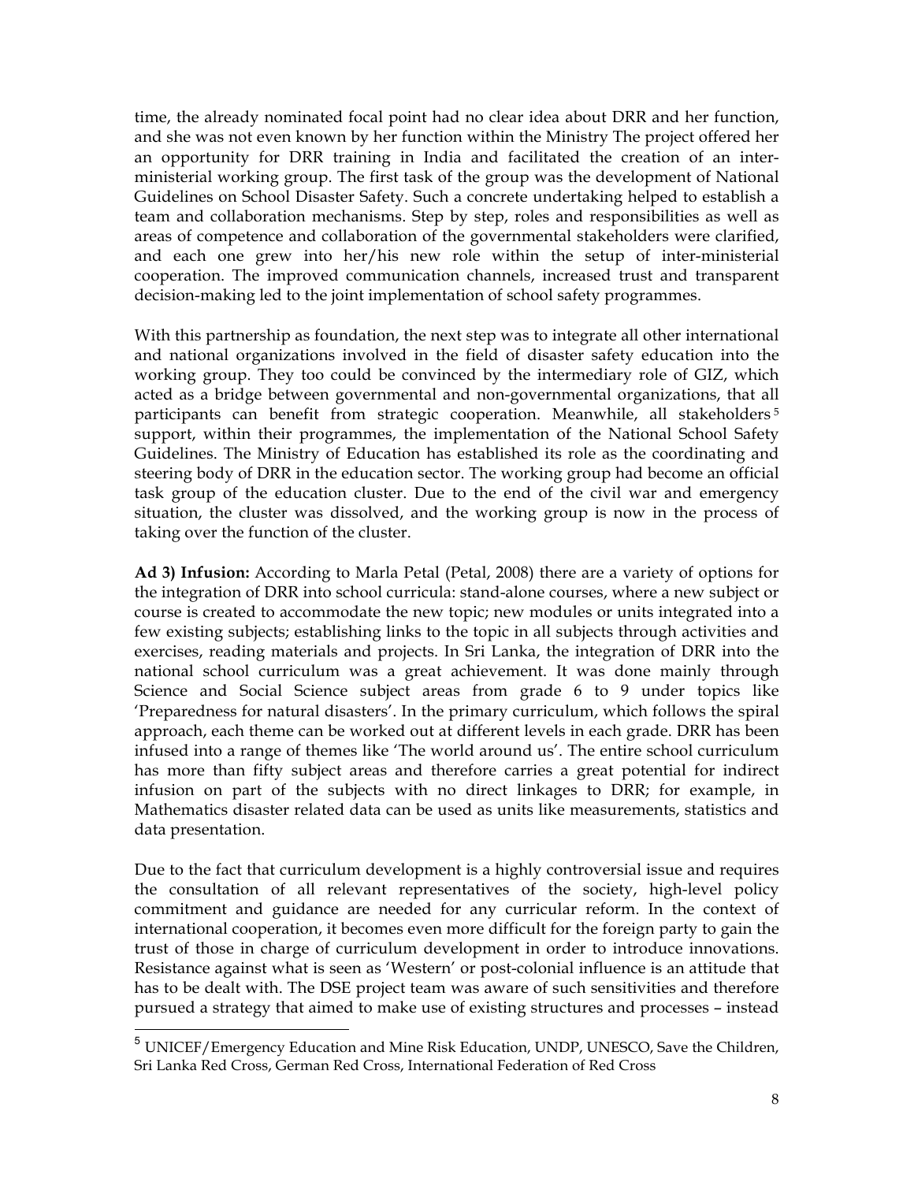time, the already nominated focal point had no clear idea about DRR and her function, and she was not even known by her function within the Ministry The project offered her an opportunity for DRR training in India and facilitated the creation of an inter-ministerial working group. The first task of the group was the development of National Guidelines on School Disaster Safety. Such a concrete undertaking helped to establish a team and collaboration mechanisms. Step by step, roles and responsibilities as well as areas of competence and collaboration of the governmental stakeholders were clarified, and each one grew into her/his new role within the setup of inter-ministerial cooperation. The improved communication channels, increased trust and transparent decision-making led to the joint implementation of school safety programmes.

With this partnership as foundation, the next step was to integrate all other international and national organizations involved in the field of disaster safety education into the working group. They too could be convinced by the intermediary role of GIZ, which acted as a bridge between governmental and non-governmental organizations, that all participants can benefit from strategic cooperation. Meanwhile, all stakeholders[5] support, within their programmes, the implementation of the National School Safety Guidelines. The Ministry of Education has established its role as the coordinating and steering body of DRR in the education sector. The working group had become an official task group of the education cluster. Due to the end of the civil war and emergency situation, the cluster was dissolved, and the working group is now in the process of taking over the function of the cluster.

**Ad 3) Infusion:** According to Marla Petal (Petal, 2008) there are a variety of options for the integration of DRR into school curricula: stand-alone courses, where a new subject or course is created to accommodate the new topic; new modules or units integrated into a few existing subjects; establishing links to the topic in all subjects through activities and exercises, reading materials and projects. In Sri Lanka, the integration of DRR into the national school curriculum was a great achievement. It was done mainly through Science and Social Science subject areas from grade 6 to 9 under topics like 'Preparedness for natural disasters'. In the primary curriculum, which follows the spiral approach, each theme can be worked out at different levels in each grade. DRR has been infused into a range of themes like 'The world around us'. The entire school curriculum has more than fifty subject areas and therefore carries a great potential for indirect infusion on part of the subjects with no direct linkages to DRR; for example, in Mathematics disaster related data can be used as units like measurements, statistics and data presentation.

Due to the fact that curriculum development is a highly controversial issue and requires the consultation of all relevant representatives of the society, high-level policy commitment and guidance are needed for any curricular reform. In the context of international cooperation, it becomes even more difficult for the foreign party to gain the trust of those in charge of curriculum development in order to introduce innovations. Resistance against what is seen as 'Western' or post-colonial influence is an attitude that has to be dealt with. The DSE project team was aware of such sensitivities and therefore pursued a strategy that aimed to make use of existing structures and processes – instead

[5] UNICEF/Emergency Education and Mine Risk Education, UNDP, UNESCO, Save the Children, Sri Lanka Red Cross, German Red Cross, International Federation of Red Cross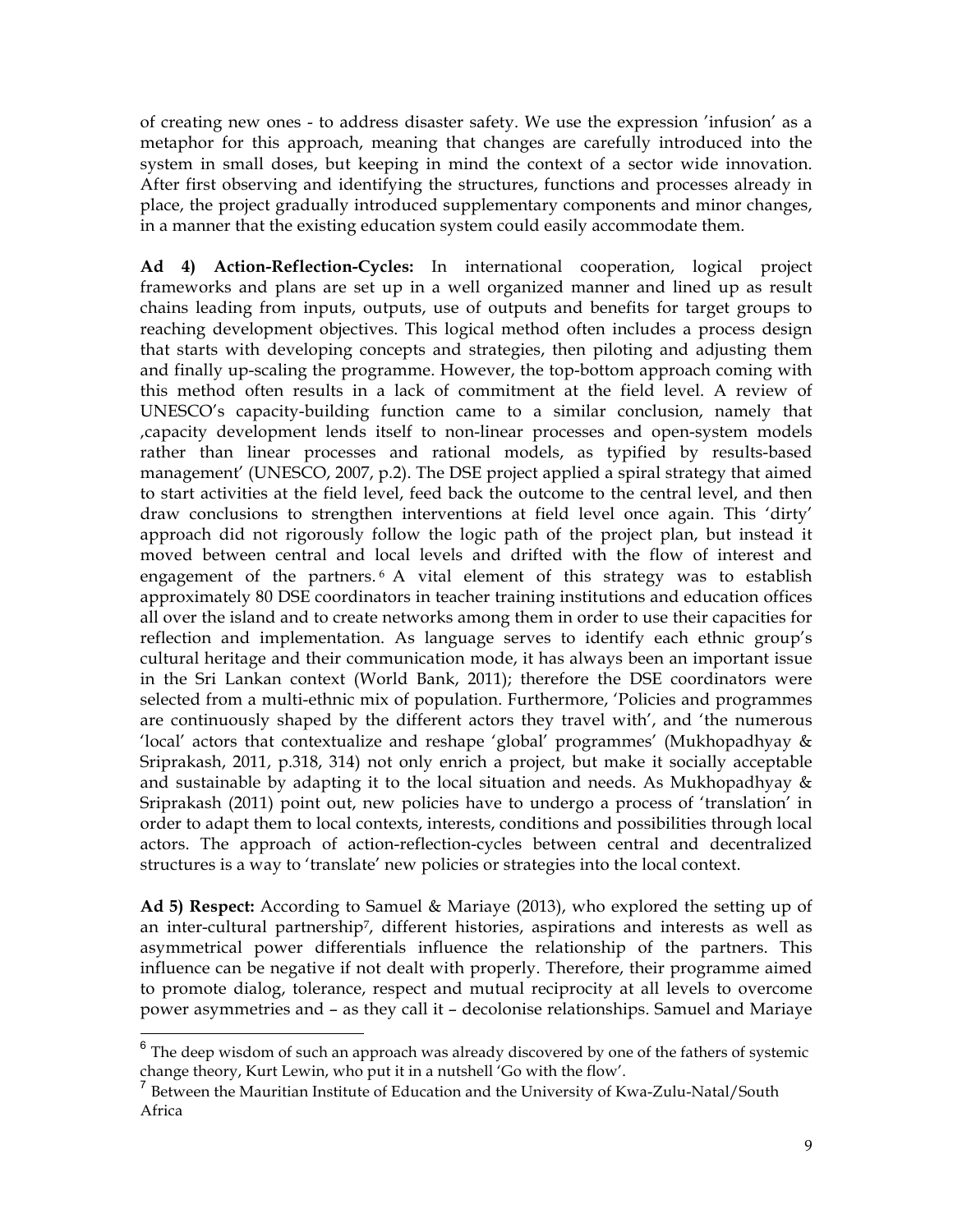of creating new ones - to address disaster safety. We use the expression 'infusion' as a metaphor for this approach, meaning that changes are carefully introduced into the system in small doses, but keeping in mind the context of a sector wide innovation. After first observing and identifying the structures, functions and processes already in place, the project gradually introduced supplementary components and minor changes, in a manner that the existing education system could easily accommodate them.

**Ad 4) Action-Reflection-Cycles:** In international cooperation, logical project frameworks and plans are set up in a well organized manner and lined up as result chains leading from inputs, outputs, use of outputs and benefits for target groups to reaching development objectives. This logical method often includes a process design that starts with developing concepts and strategies, then piloting and adjusting them and finally up-scaling the programme. However, the top-bottom approach coming with this method often results in a lack of commitment at the field level. A review of UNESCO's capacity-building function came to a similar conclusion, namely that ‚capacity development lends itself to non-linear processes and open-system models rather than linear processes and rational models, as typified by results-based management' (UNESCO, 2007, p.2). The DSE project applied a spiral strategy that aimed to start activities at the field level, feed back the outcome to the central level, and then draw conclusions to strengthen interventions at field level once again. This 'dirty' approach did not rigorously follow the logic path of the project plan, but instead it moved between central and local levels and drifted with the flow of interest and engagement of the partners.[6] A vital element of this strategy was to establish approximately 80 DSE coordinators in teacher training institutions and education offices all over the island and to create networks among them in order to use their capacities for reflection and implementation. As language serves to identify each ethnic group's cultural heritage and their communication mode, it has always been an important issue in the Sri Lankan context (World Bank, 2011); therefore the DSE coordinators were selected from a multi-ethnic mix of population. Furthermore, 'Policies and programmes are continuously shaped by the different actors they travel with', and 'the numerous 'local' actors that contextualize and reshape 'global' programmes' (Mukhopadhyay & Sriprakash, 2011, p.318, 314) not only enrich a project, but make it socially acceptable and sustainable by adapting it to the local situation and needs. As Mukhopadhyay & Sriprakash (2011) point out, new policies have to undergo a process of 'translation' in order to adapt them to local contexts, interests, conditions and possibilities through local actors. The approach of action-reflection-cycles between central and decentralized structures is a way to 'translate' new policies or strategies into the local context.

**Ad 5) Respect:** According to Samuel & Mariaye (2013), who explored the setting up of an inter-cultural partnership[7], different histories, aspirations and interests as well as asymmetrical power differentials influence the relationship of the partners. This influence can be negative if not dealt with properly. Therefore, their programme aimed to promote dialog, tolerance, respect and mutual reciprocity at all levels to overcome power asymmetries and – as they call it – decolonise relationships. Samuel and Mariaye

---

[6] The deep wisdom of such an approach was already discovered by one of the fathers of systemic change theory, Kurt Lewin, who put it in a nutshell 'Go with the flow'.

[7] Between the Mauritian Institute of Education and the University of Kwa-Zulu-Natal/South Africa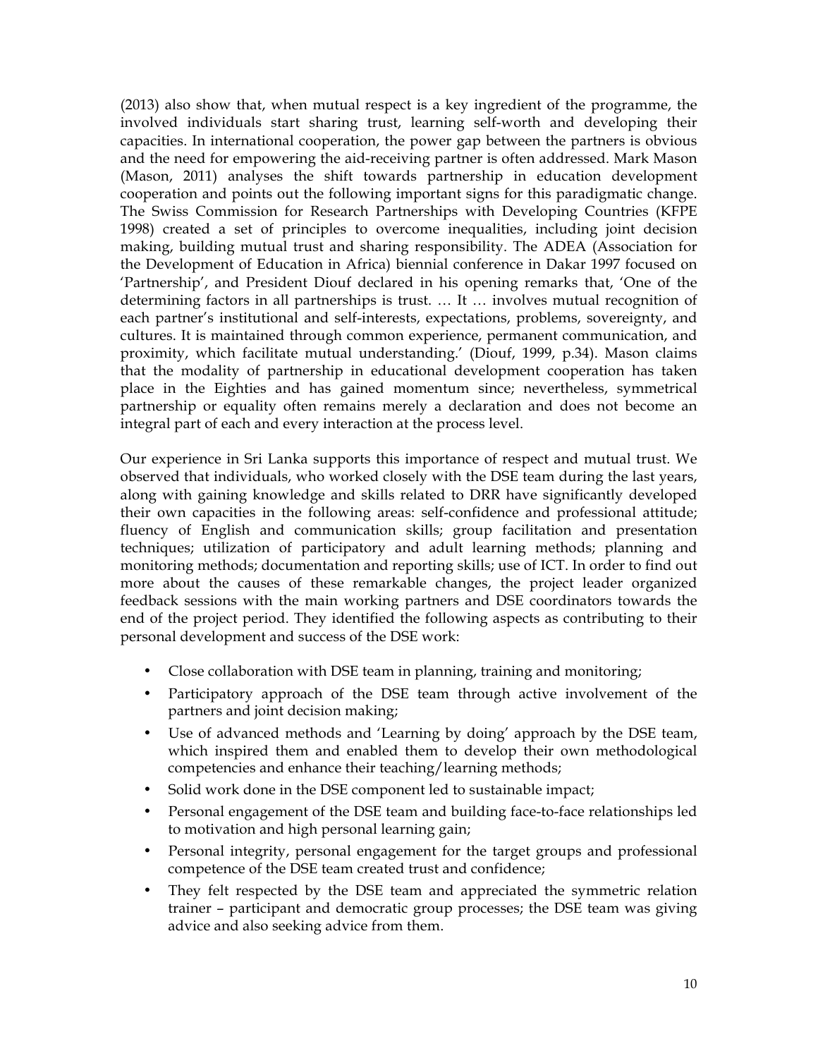(2013) also show that, when mutual respect is a key ingredient of the programme, the involved individuals start sharing trust, learning self-worth and developing their capacities. In international cooperation, the power gap between the partners is obvious and the need for empowering the aid-receiving partner is often addressed. Mark Mason (Mason, 2011) analyses the shift towards partnership in education development cooperation and points out the following important signs for this paradigmatic change. The Swiss Commission for Research Partnerships with Developing Countries (KFPE 1998) created a set of principles to overcome inequalities, including joint decision making, building mutual trust and sharing responsibility. The ADEA (Association for the Development of Education in Africa) biennial conference in Dakar 1997 focused on 'Partnership', and President Diouf declared in his opening remarks that, 'One of the determining factors in all partnerships is trust. … It … involves mutual recognition of each partner's institutional and self-interests, expectations, problems, sovereignty, and cultures. It is maintained through common experience, permanent communication, and proximity, which facilitate mutual understanding.' (Diouf, 1999, p.34). Mason claims that the modality of partnership in educational development cooperation has taken place in the Eighties and has gained momentum since; nevertheless, symmetrical partnership or equality often remains merely a declaration and does not become an integral part of each and every interaction at the process level.

Our experience in Sri Lanka supports this importance of respect and mutual trust. We observed that individuals, who worked closely with the DSE team during the last years, along with gaining knowledge and skills related to DRR have significantly developed their own capacities in the following areas: self-confidence and professional attitude; fluency of English and communication skills; group facilitation and presentation techniques; utilization of participatory and adult learning methods; planning and monitoring methods; documentation and reporting skills; use of ICT. In order to find out more about the causes of these remarkable changes, the project leader organized feedback sessions with the main working partners and DSE coordinators towards the end of the project period. They identified the following aspects as contributing to their personal development and success of the DSE work:

- Close collaboration with DSE team in planning, training and monitoring;
- Participatory approach of the DSE team through active involvement of the partners and joint decision making;
- Use of advanced methods and 'Learning by doing' approach by the DSE team, which inspired them and enabled them to develop their own methodological competencies and enhance their teaching/learning methods;
- Solid work done in the DSE component led to sustainable impact;
- Personal engagement of the DSE team and building face-to-face relationships led to motivation and high personal learning gain;
- Personal integrity, personal engagement for the target groups and professional competence of the DSE team created trust and confidence;
- They felt respected by the DSE team and appreciated the symmetric relation trainer – participant and democratic group processes; the DSE team was giving advice and also seeking advice from them.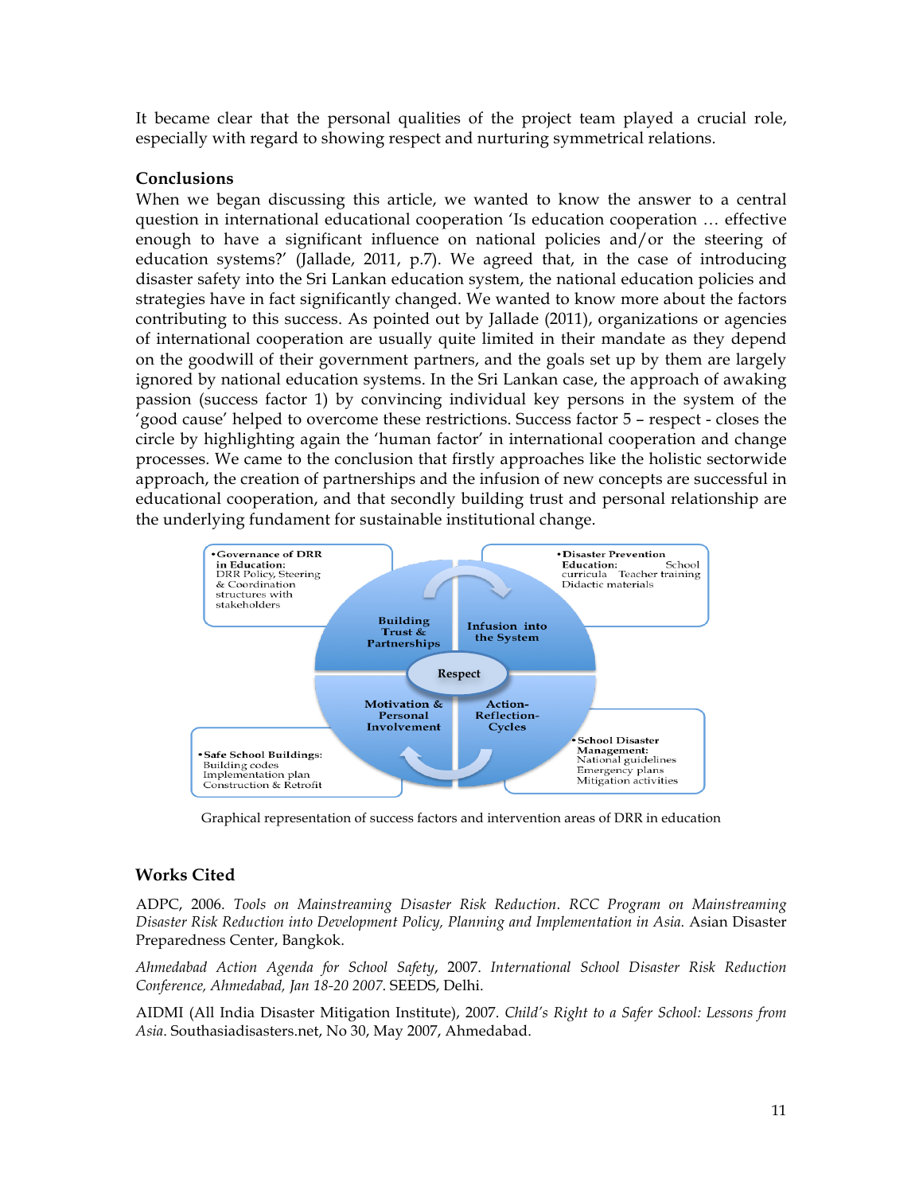It became clear that the personal qualities of the project team played a crucial role, especially with regard to showing respect and nurturing symmetrical relations.

## Conclusions

When we began discussing this article, we wanted to know the answer to a central question in international educational cooperation 'Is education cooperation … effective enough to have a significant influence on national policies and/or the steering of education systems?' (Jallade, 2011, p.7). We agreed that, in the case of introducing disaster safety into the Sri Lankan education system, the national education policies and strategies have in fact significantly changed. We wanted to know more about the factors contributing to this success. As pointed out by Jallade (2011), organizations or agencies of international cooperation are usually quite limited in their mandate as they depend on the goodwill of their government partners, and the goals set up by them are largely ignored by national education systems. In the Sri Lankan case, the approach of awaking passion (success factor 1) by convincing individual key persons in the system of the 'good cause' helped to overcome these restrictions. Success factor 5 – respect - closes the circle by highlighting again the 'human factor' in international cooperation and change processes. We came to the conclusion that firstly approaches like the holistic sectorwide approach, the creation of partnerships and the infusion of new concepts are successful in educational cooperation, and that secondly building trust and personal relationship are the underlying fundament for sustainable institutional change.

- **Governance of DRR in Education:** DRR Policy, Steering & Coordination structures with stakeholders
- **Disaster Prevention Education:** School curricula Teacher training Didactic materials

Building Trust & Partnerships | Infusion into the System

Respect

Motivation & Personal Involvement | Action-Reflection-Cycles

- **Safe School Buildings:** Building codes Implementation plan Construction & Retrofit
- **School Disaster Management:** National guidelines Emergency plans Mitigation activities

Graphical representation of success factors and intervention areas of DRR in education

## Works Cited

ADPC, 2006. *Tools on Mainstreaming Disaster Risk Reduction. RCC Program on Mainstreaming Disaster Risk Reduction into Development Policy, Planning and Implementation in Asia.* Asian Disaster Preparedness Center, Bangkok.

*Ahmedabad Action Agenda for School Safety*, 2007. *International School Disaster Risk Reduction Conference, Ahmedabad, Jan 18-20 2007.* SEEDS, Delhi.

AIDMI (All India Disaster Mitigation Institute), 2007. *Child's Right to a Safer School: Lessons from Asia*. Southasiadisasters.net, No 30, May 2007, Ahmedabad.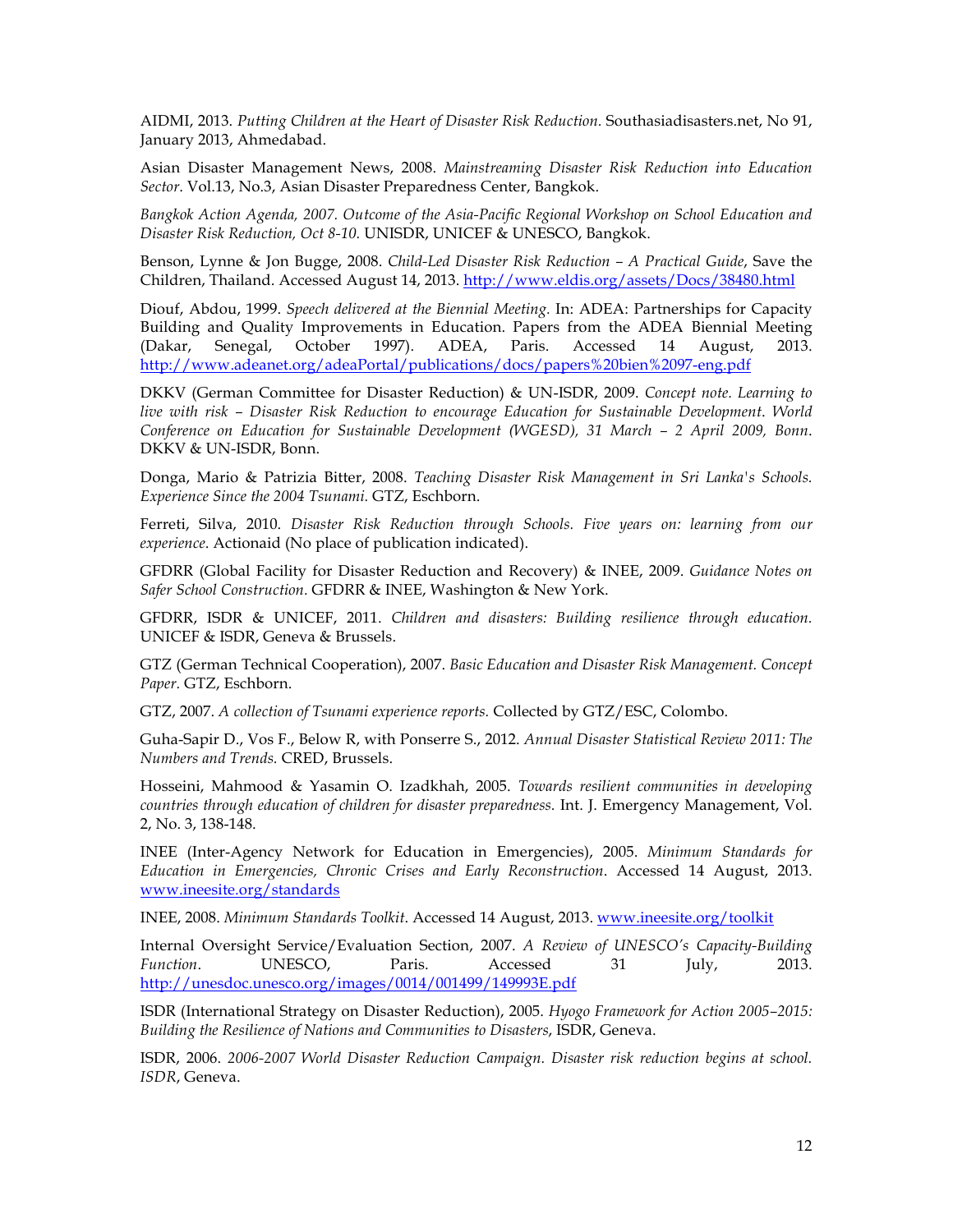AIDMI, 2013. *Putting Children at the Heart of Disaster Risk Reduction.* Southasiadisasters.net, No 91, January 2013, Ahmedabad.

Asian Disaster Management News, 2008. *Mainstreaming Disaster Risk Reduction into Education Sector*. Vol.13, No.3, Asian Disaster Preparedness Center, Bangkok.

*Bangkok Action Agenda, 2007. Outcome of the Asia-Pacific Regional Workshop on School Education and Disaster Risk Reduction, Oct 8-10.* UNISDR, UNICEF & UNESCO, Bangkok.

Benson, Lynne & Jon Bugge, 2008. *Child-Led Disaster Risk Reduction – A Practical Guide*, Save the Children, Thailand. Accessed August 14, 2013. http://www.eldis.org/assets/Docs/38480.html

Diouf, Abdou, 1999. *Speech delivered at the Biennial Meeting.* In: ADEA: Partnerships for Capacity Building and Quality Improvements in Education. Papers from the ADEA Biennial Meeting (Dakar, Senegal, October 1997). ADEA, Paris. Accessed 14 August, 2013. http://www.adeanet.org/adeaPortal/publications/docs/papers%20bien%2097-eng.pdf

DKKV (German Committee for Disaster Reduction) & UN-ISDR, 2009. *Concept note. Learning to live with risk – Disaster Risk Reduction to encourage Education for Sustainable Development. World Conference on Education for Sustainable Development (WGESD), 31 March – 2 April 2009, Bonn.* DKKV & UN-ISDR, Bonn.

Donga, Mario & Patrizia Bitter, 2008. *Teaching Disaster Risk Management in Sri Lanka's Schools. Experience Since the 2004 Tsunami.* GTZ, Eschborn.

Ferreti, Silva, 2010. *Disaster Risk Reduction through Schools. Five years on: learning from our experience.* Actionaid (No place of publication indicated).

GFDRR (Global Facility for Disaster Reduction and Recovery) & INEE, 2009. *Guidance Notes on Safer School Construction.* GFDRR & INEE, Washington & New York.

GFDRR, ISDR & UNICEF, 2011. *Children and disasters: Building resilience through education.* UNICEF & ISDR, Geneva & Brussels.

GTZ (German Technical Cooperation), 2007. *Basic Education and Disaster Risk Management. Concept Paper.* GTZ, Eschborn.

GTZ, 2007. *A collection of Tsunami experience reports.* Collected by GTZ/ESC, Colombo.

Guha-Sapir D., Vos F., Below R, with Ponserre S., 2012. *Annual Disaster Statistical Review 2011: The Numbers and Trends.* CRED, Brussels.

Hosseini, Mahmood & Yasamin O. Izadkhah, 2005. *Towards resilient communities in developing countries through education of children for disaster preparedness.* Int. J. Emergency Management, Vol. 2, No. 3, 138-148.

INEE (Inter-Agency Network for Education in Emergencies), 2005. *Minimum Standards for Education in Emergencies, Chronic Crises and Early Reconstruction*. Accessed 14 August, 2013. www.ineesite.org/standards

INEE, 2008. *Minimum Standards Toolkit*. Accessed 14 August, 2013. www.ineesite.org/toolkit

Internal Oversight Service/Evaluation Section, 2007. *A Review of UNESCO's Capacity-Building Function*. UNESCO, Paris. Accessed 31 July, 2013. http://unesdoc.unesco.org/images/0014/001499/149993E.pdf

ISDR (International Strategy on Disaster Reduction), 2005. *Hyogo Framework for Action 2005–2015: Building the Resilience of Nations and Communities to Disasters*, ISDR, Geneva.

ISDR, 2006. *2006-2007 World Disaster Reduction Campaign. Disaster risk reduction begins at school. ISDR*, Geneva.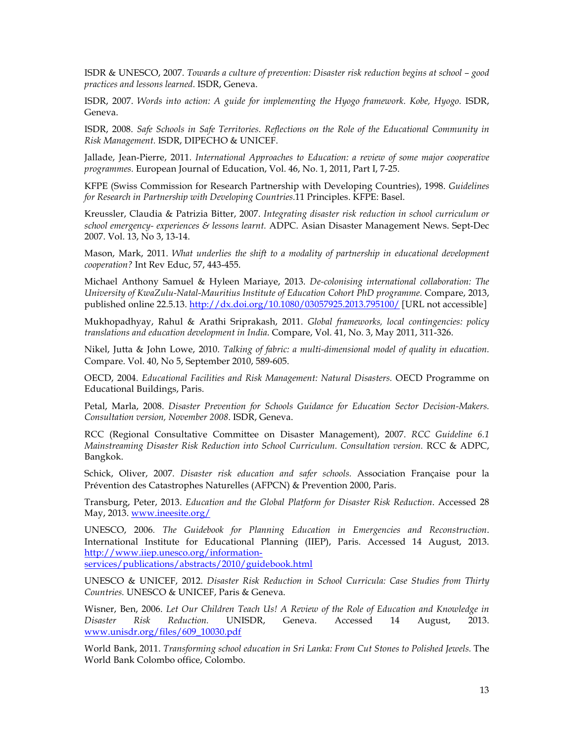ISDR & UNESCO, 2007. *Towards a culture of prevention: Disaster risk reduction begins at school – good practices and lessons learned.* ISDR, Geneva.

ISDR, 2007. *Words into action: A guide for implementing the Hyogo framework. Kobe, Hyogo.* ISDR, Geneva.

ISDR, 2008. *Safe Schools in Safe Territories. Reflections on the Role of the Educational Community in Risk Management.* ISDR, DIPECHO & UNICEF.

Jallade, Jean-Pierre, 2011. *International Approaches to Education: a review of some major cooperative programmes.* European Journal of Education, Vol. 46, No. 1, 2011, Part I, 7-25.

KFPE (Swiss Commission for Research Partnership with Developing Countries), 1998. *Guidelines for Research in Partnership with Developing Countries.*11 Principles. KFPE: Basel.

Kreussler, Claudia & Patrizia Bitter, 2007. *Integrating disaster risk reduction in school curriculum or school emergency- experiences & lessons learnt.* ADPC. Asian Disaster Management News. Sept-Dec 2007. Vol. 13, No 3, 13-14.

Mason, Mark, 2011. *What underlies the shift to a modality of partnership in educational development cooperation?* Int Rev Educ, 57, 443-455.

Michael Anthony Samuel & Hyleen Mariaye, 2013. *De-colonising international collaboration: The University of KwaZulu-Natal-Mauritius Institute of Education Cohort PhD programme.* Compare, 2013, published online 22.5.13. http://dx.doi.org/10.1080/03057925.2013.795100/ [URL not accessible]

Mukhopadhyay, Rahul & Arathi Sriprakash, 2011. *Global frameworks, local contingencies: policy translations and education development in India*. Compare, Vol. 41, No. 3, May 2011, 311-326.

Nikel, Jutta & John Lowe, 2010. *Talking of fabric: a multi-dimensional model of quality in education.* Compare. Vol. 40, No 5, September 2010, 589-605.

OECD, 2004. *Educational Facilities and Risk Management: Natural Disasters.* OECD Programme on Educational Buildings, Paris.

Petal, Marla, 2008. *Disaster Prevention for Schools Guidance for Education Sector Decision-Makers. Consultation version, November 2008*. ISDR, Geneva.

RCC (Regional Consultative Committee on Disaster Management), 2007. *RCC Guideline 6.1 Mainstreaming Disaster Risk Reduction into School Curriculum. Consultation version.* RCC & ADPC, Bangkok.

Schick, Oliver, 2007. *Disaster risk education and safer schools.* Association Française pour la Prévention des Catastrophes Naturelles (AFPCN) & Prevention 2000, Paris.

Transburg, Peter, 2013. *Education and the Global Platform for Disaster Risk Reduction*. Accessed 28 May, 2013. www.ineesite.org/

UNESCO, 2006. *The Guidebook for Planning Education in Emergencies and Reconstruction*. International Institute for Educational Planning (IIEP), Paris. Accessed 14 August, 2013. http://www.iiep.unesco.org/information-services/publications/abstracts/2010/guidebook.html

UNESCO & UNICEF, 2012. *Disaster Risk Reduction in School Curricula: Case Studies from Thirty Countries.* UNESCO & UNICEF, Paris & Geneva.

Wisner, Ben, 2006. *Let Our Children Teach Us! A Review of the Role of Education and Knowledge in Disaster Risk Reduction.* UNISDR, Geneva. Accessed 14 August, 2013. www.unisdr.org/files/609_10030.pdf

World Bank, 2011. *Transforming school education in Sri Lanka: From Cut Stones to Polished Jewels.* The World Bank Colombo office, Colombo.